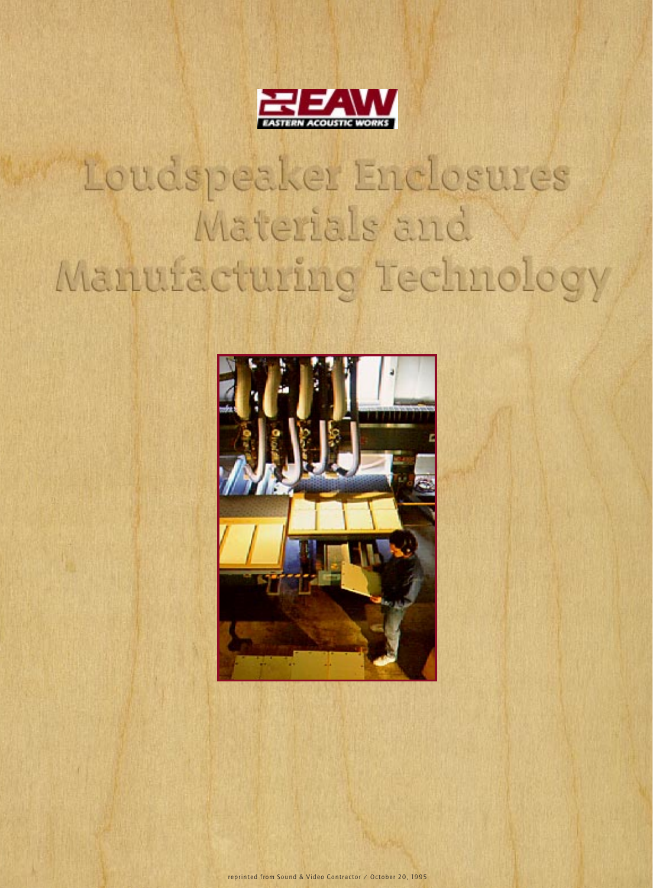EASTERN ACOUSTIC WORKS

# Loudspeaker Enclosures Materials and Manufacturing Technology

reprinted from Sound & Video Contractor / October 20, 1995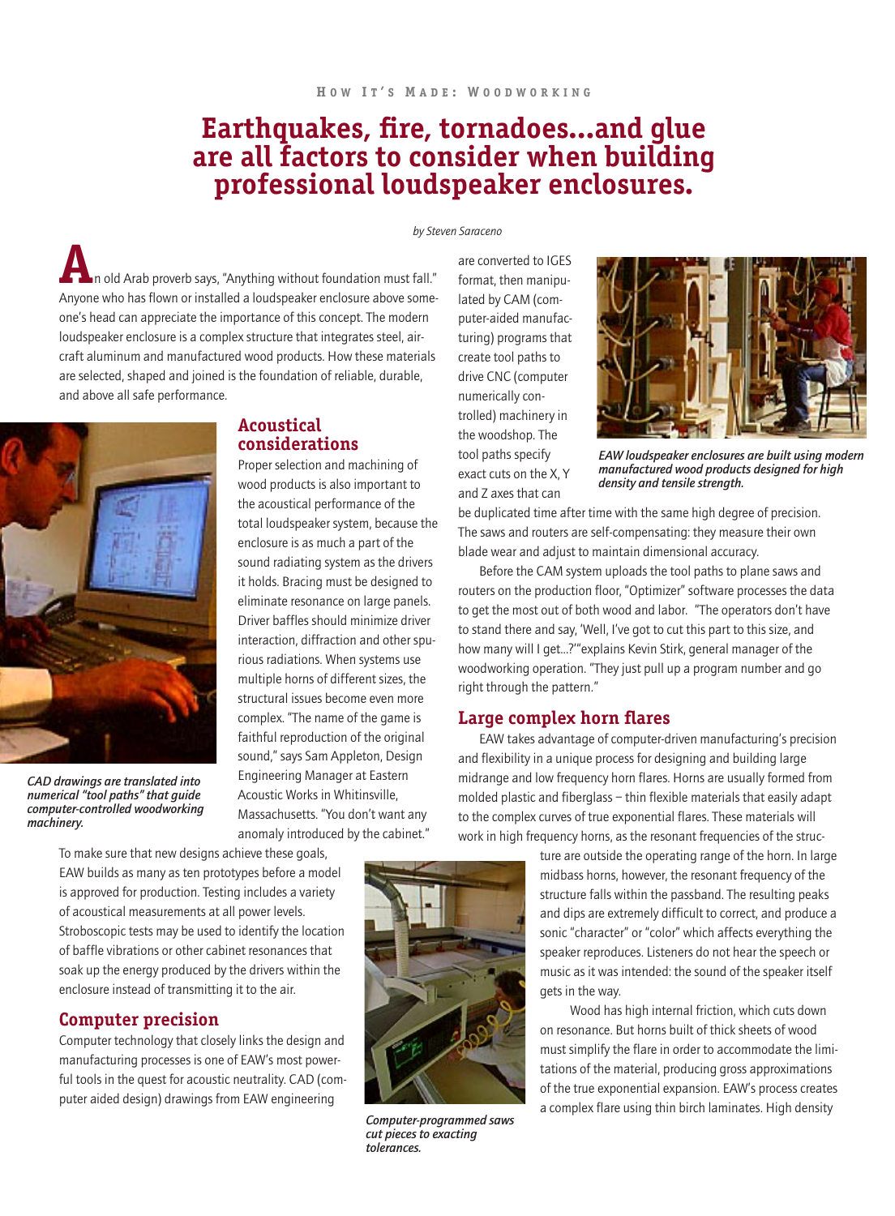How It's Made: Woodworking

# Earthquakes, fire, tornadoes...and glue are all factors to consider when building professional loudspeaker enclosures.

*by Steven Saraceno*

An old Arab proverb says, "Anything without foundation must fall." Anyone who has flown or installed a loudspeaker enclosure above someone's head can appreciate the importance of this concept. The modern loudspeaker enclosure is a complex structure that integrates steel, aircraft aluminum and manufactured wood products. How these materials are selected, shaped and joined is the foundation of reliable, durable, and above all safe performance.

*CAD drawings are translated into numerical "tool paths" that guide computer-controlled woodworking machinery.*

## Acoustical considerations

Proper selection and machining of wood products is also important to the acoustical performance of the total loudspeaker system, because the enclosure is as much a part of the sound radiating system as the drivers it holds. Bracing must be designed to eliminate resonance on large panels. Driver baffles should minimize driver interaction, diffraction and other spurious radiations. When systems use multiple horns of different sizes, the structural issues become even more complex. "The name of the game is faithful reproduction of the original sound," says Sam Appleton, Design Engineering Manager at Eastern Acoustic Works in Whitinsville, Massachusetts. "You don't want any anomaly introduced by the cabinet."

To make sure that new designs achieve these goals, EAW builds as many as ten prototypes before a model is approved for production. Testing includes a variety of acoustical measurements at all power levels. Stroboscopic tests may be used to identify the location of baffle vibrations or other cabinet resonances that soak up the energy produced by the drivers within the enclosure instead of transmitting it to the air.

## Computer precision

Computer technology that closely links the design and manufacturing processes is one of EAW's most powerful tools in the quest for acoustic neutrality. CAD (computer aided design) drawings from EAW engineering are converted to IGES format, then manipulated by CAM (computer-aided manufacturing) programs that create tool paths to drive CNC (computer numerically controlled) machinery in the woodshop. The tool paths specify exact cuts on the X, Y and Z axes that can be duplicated time after time with the same high degree of precision. The saws and routers are self-compensating: they measure their own blade wear and adjust to maintain dimensional accuracy.

*EAW loudspeaker enclosures are built using modern manufactured wood products designed for high density and tensile strength.*

Before the CAM system uploads the tool paths to plane saws and routers on the production floor, "Optimizer" software processes the data to get the most out of both wood and labor. "The operators don't have to stand there and say, 'Well, I've got to cut this part to this size, and how many will I get...?'" explains Kevin Stirk, general manager of the woodworking operation. "They just pull up a program number and go right through the pattern."

*Computer-programmed saws cut pieces to exacting tolerances.*

## Large complex horn flares

EAW takes advantage of computer-driven manufacturing's precision and flexibility in a unique process for designing and building large midrange and low frequency horn flares. Horns are usually formed from molded plastic and fiberglass – thin flexible materials that easily adapt to the complex curves of true exponential flares. These materials will work in high frequency horns, as the resonant frequencies of the structure are outside the operating range of the horn. In large midbass horns, however, the resonant frequency of the structure falls within the passband. The resulting peaks and dips are extremely difficult to correct, and produce a sonic "character" or "color" which affects everything the speaker reproduces. Listeners do not hear the speech or music as it was intended: the sound of the speaker itself gets in the way.

Wood has high internal friction, which cuts down on resonance. But horns built of thick sheets of wood must simplify the flare in order to accommodate the limitations of the material, producing gross approximations of the true exponential expansion. EAW's process creates a complex flare using thin birch laminates. High density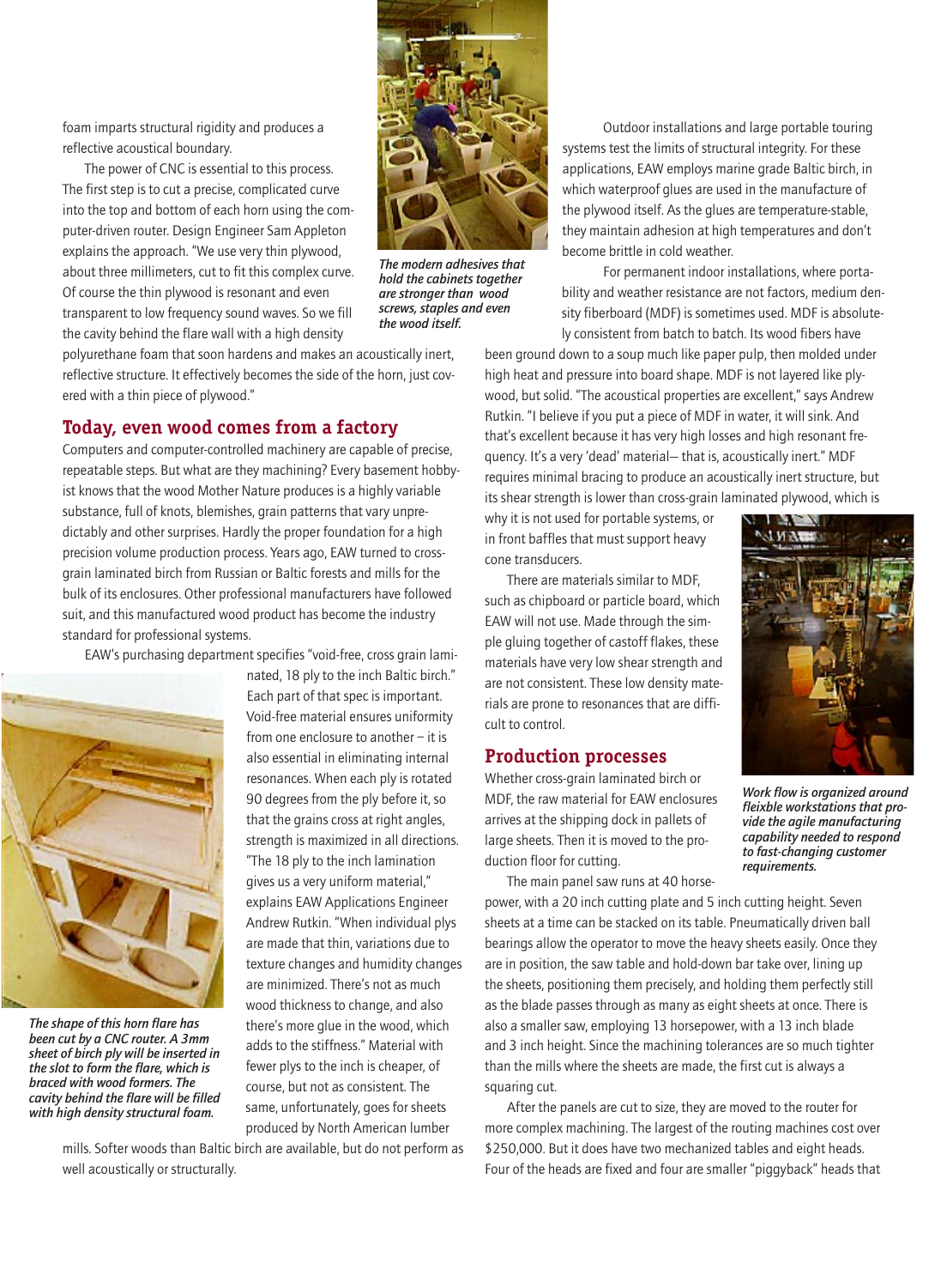foam imparts structural rigidity and produces a reflective acoustical boundary.

The power of CNC is essential to this process. The first step is to cut a precise, complicated curve into the top and bottom of each horn using the computer-driven router. Design Engineer Sam Appleton explains the approach. "We use very thin plywood, about three millimeters, cut to fit this complex curve. Of course the thin plywood is resonant and even transparent to low frequency sound waves. So we fill the cavity behind the flare wall with a high density polyurethane foam that soon hardens and makes an acoustically inert, reflective structure. It effectively becomes the side of the horn, just covered with a thin piece of plywood."

*The modern adhesives that hold the cabinets together are stronger than wood screws, staples and even the wood itself.*

## Today, even wood comes from a factory

Computers and computer-controlled machinery are capable of precise, repeatable steps. But what are they machining? Every basement hobbyist knows that the wood Mother Nature produces is a highly variable substance, full of knots, blemishes, grain patterns that vary unpredictably and other surprises. Hardly the proper foundation for a high precision volume production process. Years ago, EAW turned to cross-grain laminated birch from Russian or Baltic forests and mills for the bulk of its enclosures. Other professional manufacturers have followed suit, and this manufactured wood product has become the industry standard for professional systems.

EAW's purchasing department specifies "void-free, cross grain laminated, 18 ply to the inch Baltic birch." Each part of that spec is important. Void-free material ensures uniformity from one enclosure to another – it is also essential in eliminating internal resonances. When each ply is rotated 90 degrees from the ply before it, so that the grains cross at right angles, strength is maximized in all directions. "The 18 ply to the inch lamination gives us a very uniform material," explains EAW Applications Engineer Andrew Rutkin. "When individual plys are made that thin, variations due to texture changes and humidity changes are minimized. There's not as much wood thickness to change, and also there's more glue in the wood, which adds to the stiffness." Material with fewer plys to the inch is cheaper, of course, but not as consistent. The same, unfortunately, goes for sheets produced by North American lumber mills. Softer woods than Baltic birch are available, but do not perform as well acoustically or structurally.

*The shape of this horn flare has been cut by a CNC router. A 3mm sheet of birch ply will be inserted in the slot to form the flare, which is braced with wood formers. The cavity behind the flare will be filled with high density structural foam.*

Outdoor installations and large portable touring systems test the limits of structural integrity. For these applications, EAW employs marine grade Baltic birch, in which waterproof glues are used in the manufacture of the plywood itself. As the glues are temperature-stable, they maintain adhesion at high temperatures and don't become brittle in cold weather.

For permanent indoor installations, where portability and weather resistance are not factors, medium density fiberboard (MDF) is sometimes used. MDF is absolutely consistent from batch to batch. Its wood fibers have been ground down to a soup much like paper pulp, then molded under high heat and pressure into board shape. MDF is not layered like plywood, but solid. "The acoustical properties are excellent," says Andrew Rutkin. "I believe if you put a piece of MDF in water, it will sink. And that's excellent because it has very high losses and high resonant frequency. It's a very 'dead' material— that is, acoustically inert." MDF requires minimal bracing to produce an acoustically inert structure, but its shear strength is lower than cross-grain laminated plywood, which is why it is not used for portable systems, or in front baffles that must support heavy cone transducers.

There are materials similar to MDF, such as chipboard or particle board, which EAW will not use. Made through the simple gluing together of castoff flakes, these materials have very low shear strength and are not consistent. These low density materials are prone to resonances that are difficult to control.

*Work flow is organized around fleixble workstations that provide the agile manufacturing capability needed to respond to fast-changing customer requirements.*

## Production processes

Whether cross-grain laminated birch or MDF, the raw material for EAW enclosures arrives at the shipping dock in pallets of large sheets. Then it is moved to the production floor for cutting.

The main panel saw runs at 40 horsepower, with a 20 inch cutting plate and 5 inch cutting height. Seven sheets at a time can be stacked on its table. Pneumatically driven ball bearings allow the operator to move the heavy sheets easily. Once they are in position, the saw table and hold-down bar take over, lining up the sheets, positioning them precisely, and holding them perfectly still as the blade passes through as many as eight sheets at once. There is also a smaller saw, employing 13 horsepower, with a 13 inch blade and 3 inch height. Since the machining tolerances are so much tighter than the mills where the sheets are made, the first cut is always a squaring cut.

After the panels are cut to size, they are moved to the router for more complex machining. The largest of the routing machines cost over $250,000. But it does have two mechanized tables and eight heads. Four of the heads are fixed and four are smaller "piggyback" heads that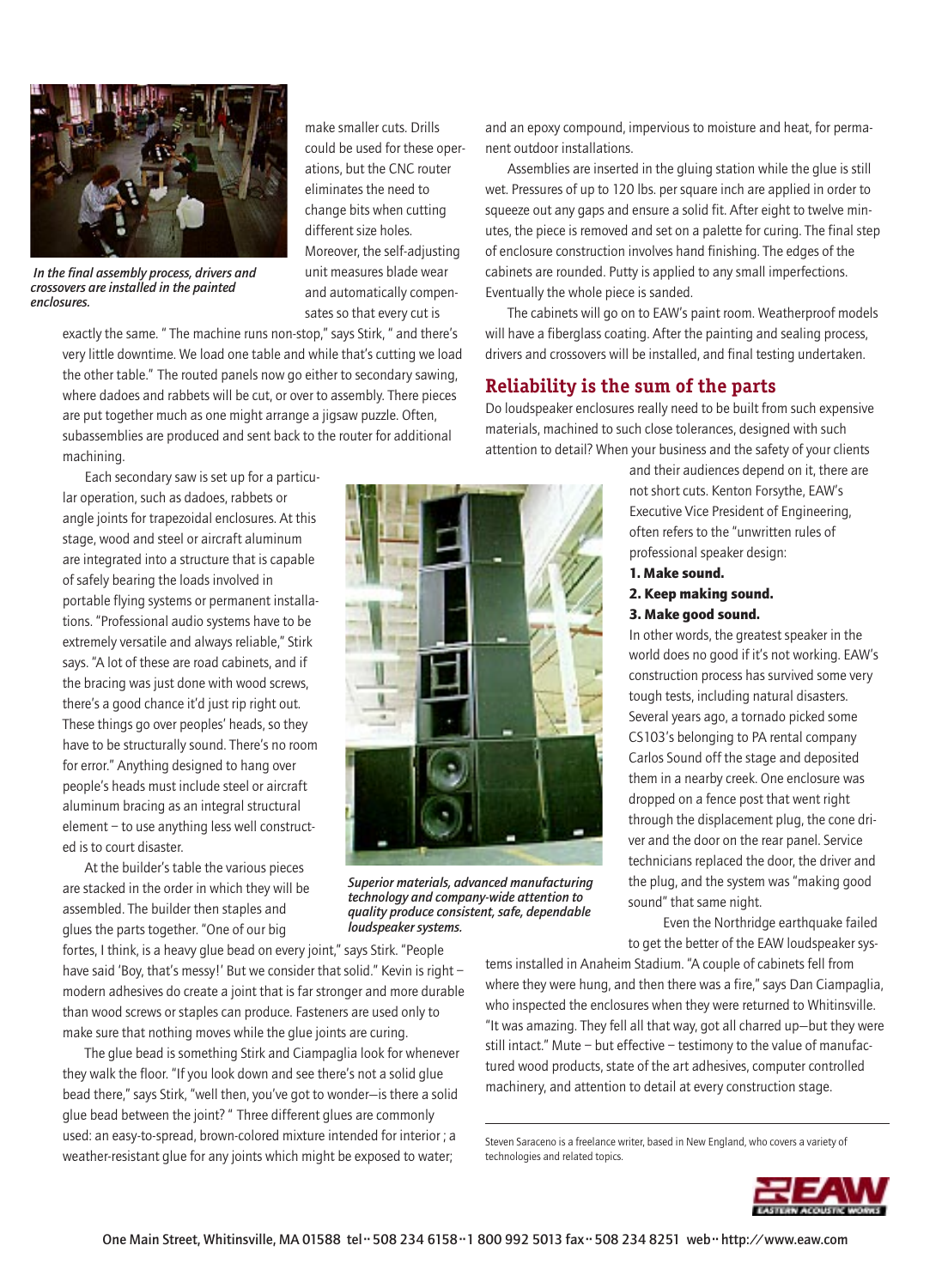make smaller cuts. Drills could be used for these operations, but the CNC router eliminates the need to change bits when cutting different size holes. Moreover, the self-adjusting unit measures blade wear and automatically compensates so that every cut is exactly the same. " The machine runs non-stop," says Stirk, " and there's very little downtime. We load one table and while that's cutting we load the other table." The routed panels now go either to secondary sawing, where dadoes and rabbets will be cut, or over to assembly. There pieces are put together much as one might arrange a jigsaw puzzle. Often, subassemblies are produced and sent back to the router for additional machining.

*In the final assembly process, drivers and crossovers are installed in the painted enclosures.*

Each secondary saw is set up for a particular operation, such as dadoes, rabbets or angle joints for trapezoidal enclosures. At this stage, wood and steel or aircraft aluminum are integrated into a structure that is capable of safely bearing the loads involved in portable flying systems or permanent installations. "Professional audio systems have to be extremely versatile and always reliable," Stirk says. "A lot of these are road cabinets, and if the bracing was just done with wood screws, there's a good chance it'd just rip right out. These things go over peoples' heads, so they have to be structurally sound. There's no room for error." Anything designed to hang over people's heads must include steel or aircraft aluminum bracing as an integral structural element – to use anything less well constructed is to court disaster.

At the builder's table the various pieces are stacked in the order in which they will be assembled. The builder then staples and glues the parts together. "One of our big fortes, I think, is a heavy glue bead on every joint," says Stirk. "People have said 'Boy, that's messy!' But we consider that solid." Kevin is right – modern adhesives do create a joint that is far stronger and more durable than wood screws or staples can produce. Fasteners are used only to make sure that nothing moves while the glue joints are curing.

*Superior materials, advanced manufacturing technology and company-wide attention to quality produce consistent, safe, dependable loudspeaker systems.*

The glue bead is something Stirk and Ciampaglia look for whenever they walk the floor. "If you look down and see there's not a solid glue bead there," says Stirk, "well then, you've got to wonder—is there a solid glue bead between the joint? " Three different glues are commonly used: an easy-to-spread, brown-colored mixture intended for interior ; a weather-resistant glue for any joints which might be exposed to water; and an epoxy compound, impervious to moisture and heat, for permanent outdoor installations.

Assemblies are inserted in the gluing station while the glue is still wet. Pressures of up to 120 lbs. per square inch are applied in order to squeeze out any gaps and ensure a solid fit. After eight to twelve minutes, the piece is removed and set on a palette for curing. The final step of enclosure construction involves hand finishing. The edges of the cabinets are rounded. Putty is applied to any small imperfections. Eventually the whole piece is sanded.

The cabinets will go on to EAW's paint room. Weatherproof models will have a fiberglass coating. After the painting and sealing process, drivers and crossovers will be installed, and final testing undertaken.

## Reliability is the sum of the parts

Do loudspeaker enclosures really need to be built from such expensive materials, machined to such close tolerances, designed with such attention to detail? When your business and the safety of your clients and their audiences depend on it, there are not short cuts. Kenton Forsythe, EAW's Executive Vice President of Engineering, often refers to the "unwritten rules of professional speaker design:

**1. Make sound.**
**2. Keep making sound.**
**3. Make good sound.**

In other words, the greatest speaker in the world does no good if it's not working. EAW's construction process has survived some very tough tests, including natural disasters. Several years ago, a tornado picked some CS103's belonging to PA rental company Carlos Sound off the stage and deposited them in a nearby creek. One enclosure was dropped on a fence post that went right through the displacement plug, the cone driver and the door on the rear panel. Service technicians replaced the door, the driver and the plug, and the system was "making good sound" that same night.

Even the Northridge earthquake failed to get the better of the EAW loudspeaker systems installed in Anaheim Stadium. "A couple of cabinets fell from where they were hung, and then there was a fire," says Dan Ciampaglia, who inspected the enclosures when they were returned to Whitinsville. "It was amazing. They fell all that way, got all charred up—but they were still intact." Mute – but effective – testimony to the value of manufactured wood products, state of the art adhesives, computer controlled machinery, and attention to detail at every construction stage.

---

Steven Saraceno is a freelance writer, based in New England, who covers a variety of technologies and related topics.

EAW EASTERN ACOUSTIC WORKS

One Main Street, Whitinsville, MA 01588 tel·· 508 234 6158 ·· 1 800 992 5013 fax ·· 508 234 8251 web ·· http://www.eaw.com